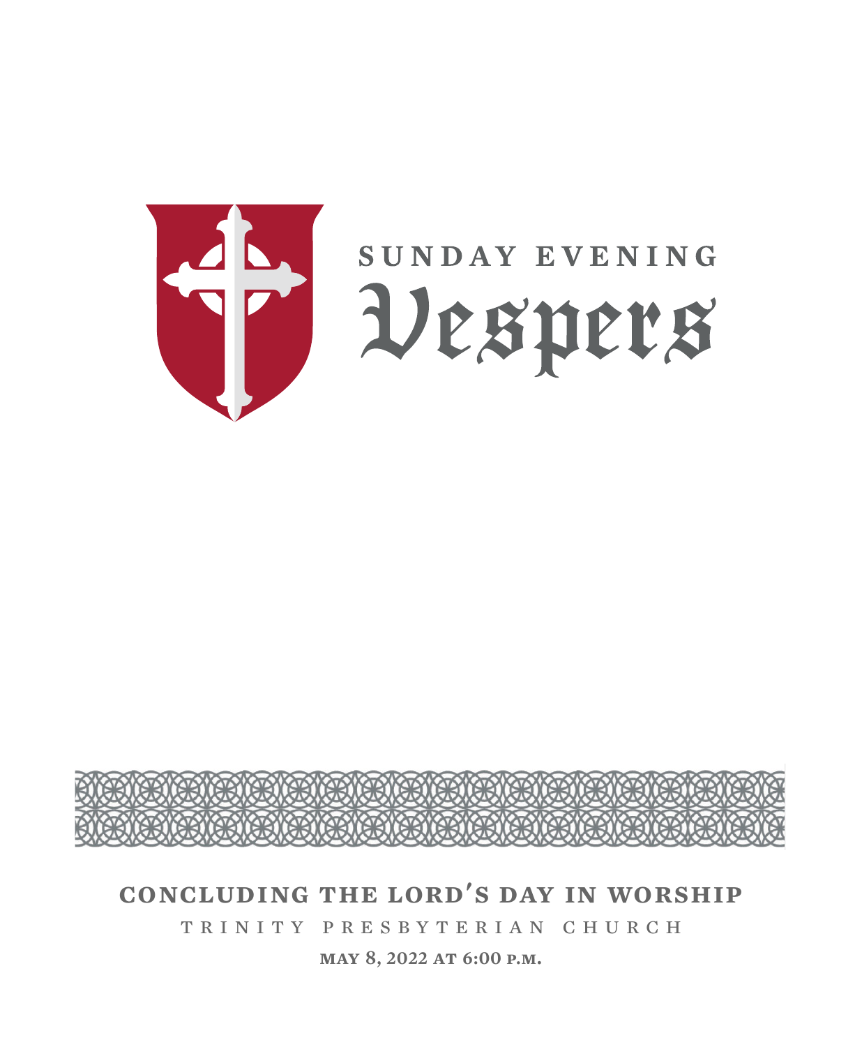# SUNDAY EVENING

# Vespers

## CONCLUDING THE LORD'S DAY IN WORSHIP

TRINITY PRESBYTERIAN CHURCH

**MAY 8, 2022 AT 6:00 P.M.**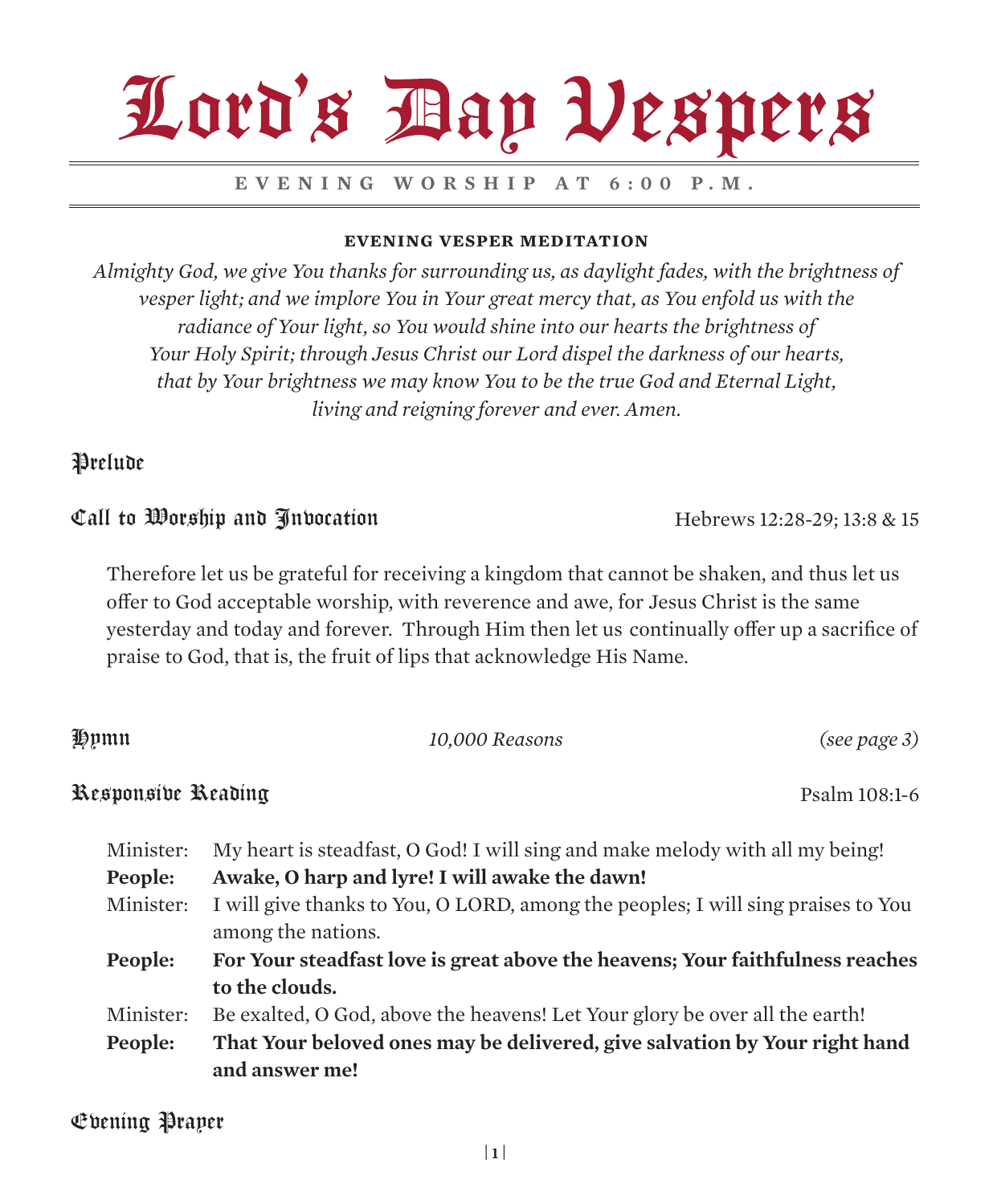# Lord's Day Vespers

**EVENING WORSHIP AT 6:00 P.M.**

**EVENING VESPER MEDITATION**

*Almighty God, we give You thanks for surrounding us, as daylight fades, with the brightness of vesper light; and we implore You in Your great mercy that, as You enfold us with the radiance of Your light, so You would shine into our hearts the brightness of Your Holy Spirit; through Jesus Christ our Lord dispel the darkness of our hearts, that by Your brightness we may know You to be the true God and Eternal Light, living and reigning forever and ever. Amen.*

## Prelude

## Call to Worship and Invocation

Hebrews 12:28-29; 13:8 & 15

Therefore let us be grateful for receiving a kingdom that cannot be shaken, and thus let us offer to God acceptable worship, with reverence and awe, for Jesus Christ is the same yesterday and today and forever. Through Him then let us continually offer up a sacrifice of praise to God, that is, the fruit of lips that acknowledge His Name.

## Hymn

*10,000 Reasons* *(see page 3)*

## Responsive Reading

Psalm 108:1-6

Minister: My heart is steadfast, O God! I will sing and make melody with all my being!

**People: Awake, O harp and lyre! I will awake the dawn!**

Minister: I will give thanks to You, O LORD, among the peoples; I will sing praises to You among the nations.

**People: For Your steadfast love is great above the heavens; Your faithfulness reaches to the clouds.**

Minister: Be exalted, O God, above the heavens! Let Your glory be over all the earth!

**People: That Your beloved ones may be delivered, give salvation by Your right hand and answer me!**

## Evening Prayer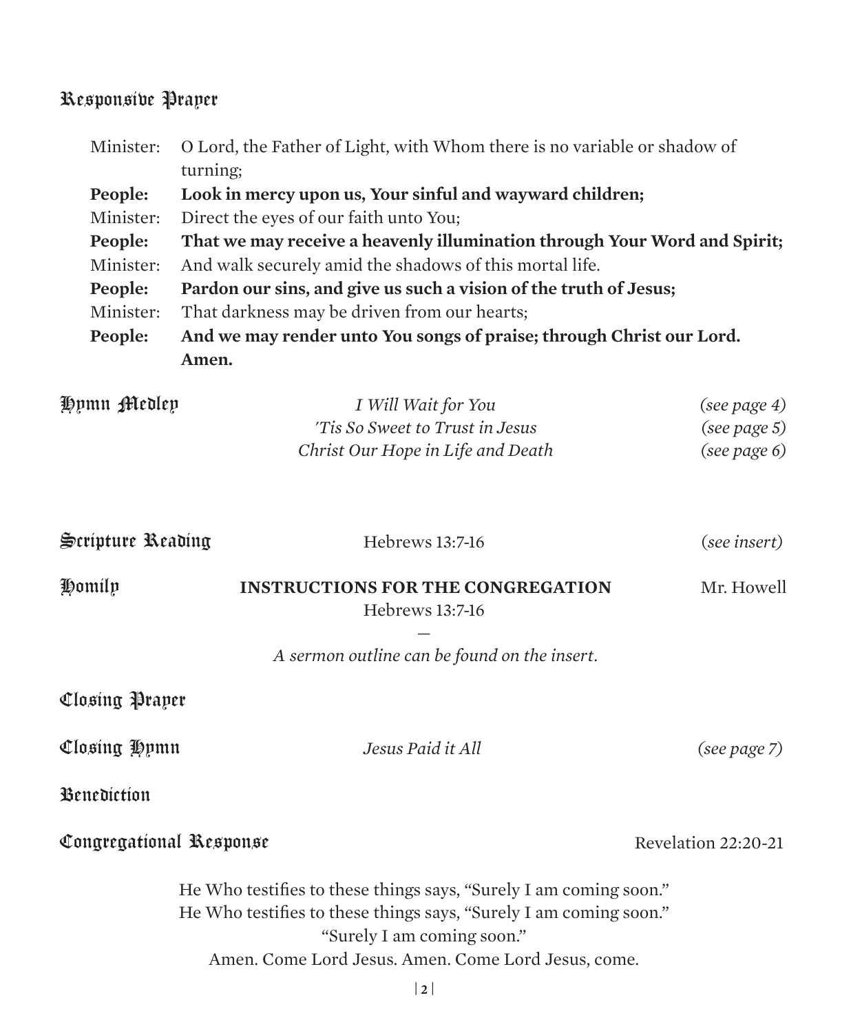## Responsive Prayer

Minister: O Lord, the Father of Light, with Whom there is no variable or shadow of turning;

**People: Look in mercy upon us, Your sinful and wayward children;**

Minister: Direct the eyes of our faith unto You;

**People: That we may receive a heavenly illumination through Your Word and Spirit;**

Minister: And walk securely amid the shadows of this mortal life.

**People: Pardon our sins, and give us such a vision of the truth of Jesus;**

Minister: That darkness may be driven from our hearts;

**People: And we may render unto You songs of praise; through Christ our Lord. Amen.**

## Hymn Medley

*I Will Wait for You* *(see page 4)*

*'Tis So Sweet to Trust in Jesus* *(see page 5)*

*Christ Our Hope in Life and Death* *(see page 6)*

## Scripture Reading

Hebrews 13:7-16 (*see insert*)

## Homily

**INSTRUCTIONS FOR THE CONGREGATION** — Mr. Howell

Hebrews 13:7-16

—

*A sermon outline can be found on the insert.*

## Closing Prayer

## Closing Hymn

*Jesus Paid it All* *(see page 7)*

## Benediction

## Congregational Response

Revelation 22:20-21

He Who testifies to these things says, "Surely I am coming soon."
He Who testifies to these things says, "Surely I am coming soon."
"Surely I am coming soon."
Amen. Come Lord Jesus. Amen. Come Lord Jesus, come.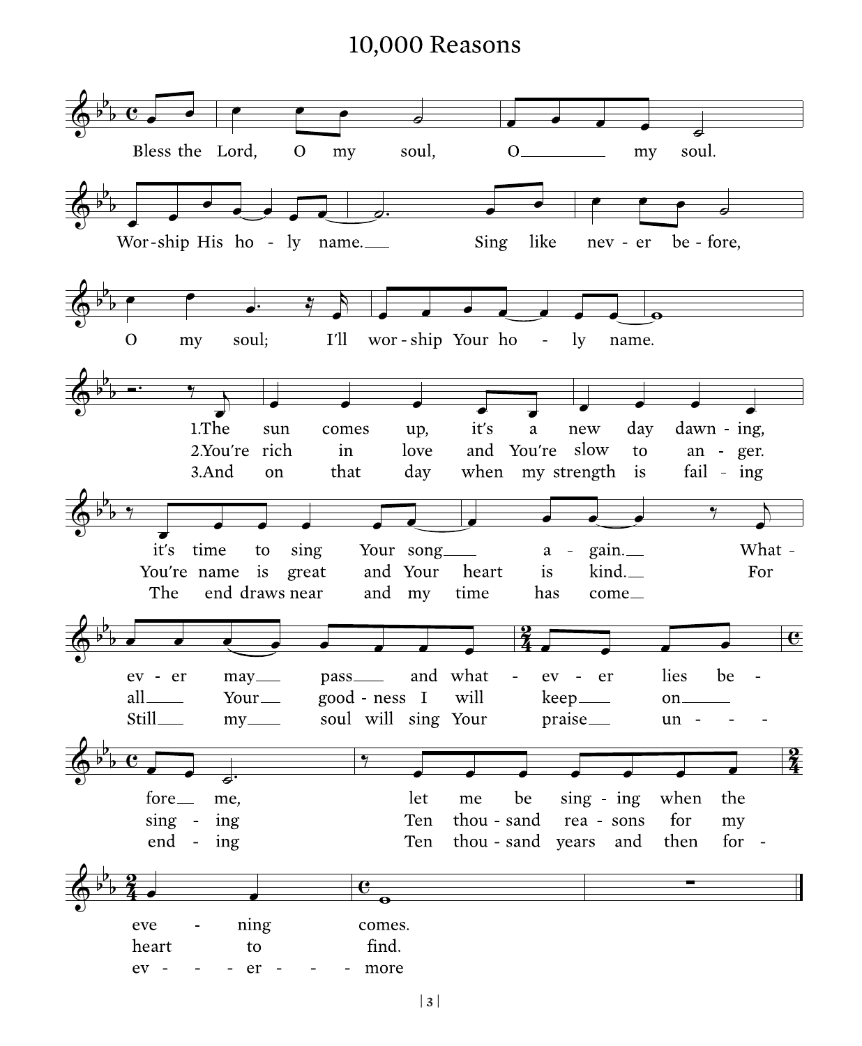# 10,000 Reasons

Bless the Lord, O my soul, O my soul.

Wor-ship His ho - ly name. Sing like nev - er be - fore,

O my soul; I'll wor - ship Your ho - ly name.

1.The sun comes up, it's a new day dawn - ing,
2.You're rich in love and You're slow to an - ger.
3.And on that day when my strength is fail - ing

it's time to sing Your song a - gain. What -
You're name is great and Your heart is kind. For
The end draws near and my time has come

ev - er may pass and what - ev - er lies be -
all Your good - ness I will keep on
Still my soul will sing Your praise un - - -

fore me, let me be sing - ing when the
sing - ing Ten thou - sand rea - sons for my
end - ing Ten thou - sand years and then for -

eve - ning comes.
heart to find.
ev - - - er - - - more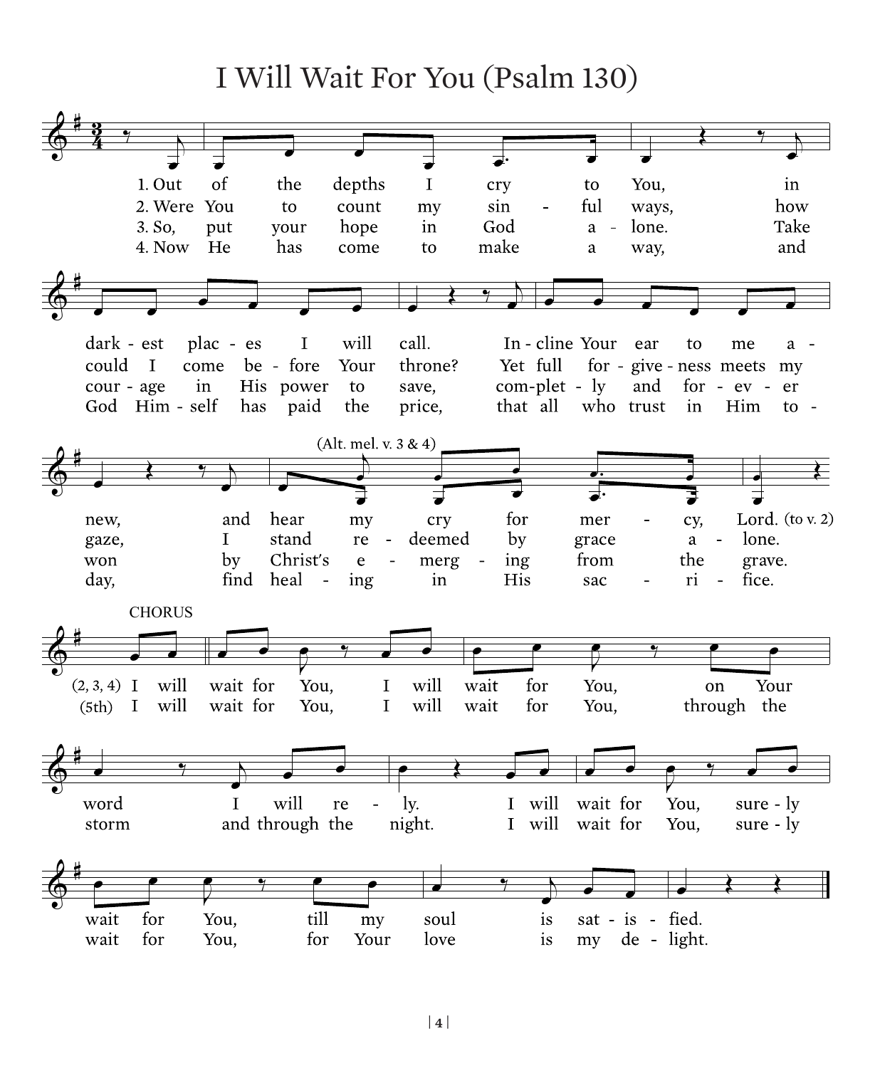# I Will Wait For You (Psalm 130)

1. Out of the depths I cry to You, in dark-est plac-es I will call. In-cline Your ear to me a-new, and hear my cry for mer-cy, Lord. (to v. 2)

2. Were You to count my sin-ful ways, how could I come be-fore Your throne? Yet full for-give-ness meets my gaze, I stand re-deemed by grace a-lone.

3. So, put your hope in God a-lone. Take cour-age in His power to save, com-plet-ly and for-ev-er won by Christ's e-merg-ing from the grave.

4. Now He has come to make a way, and God Him-self has paid the price, that all who trust in Him to-day, find heal-ing in His sac-ri-fice.

(Alt. mel. v. 3 & 4)

CHORUS

(2, 3, 4) I will wait for You, I will wait for You, on Your word I will re-ly. I will wait for You, sure-ly wait for You, till my soul is sat-is-fied.

(5th) I will wait for You, I will wait for You, through the storm and through the night. I will wait for You, sure-ly wait for You, for Your love is my de-light.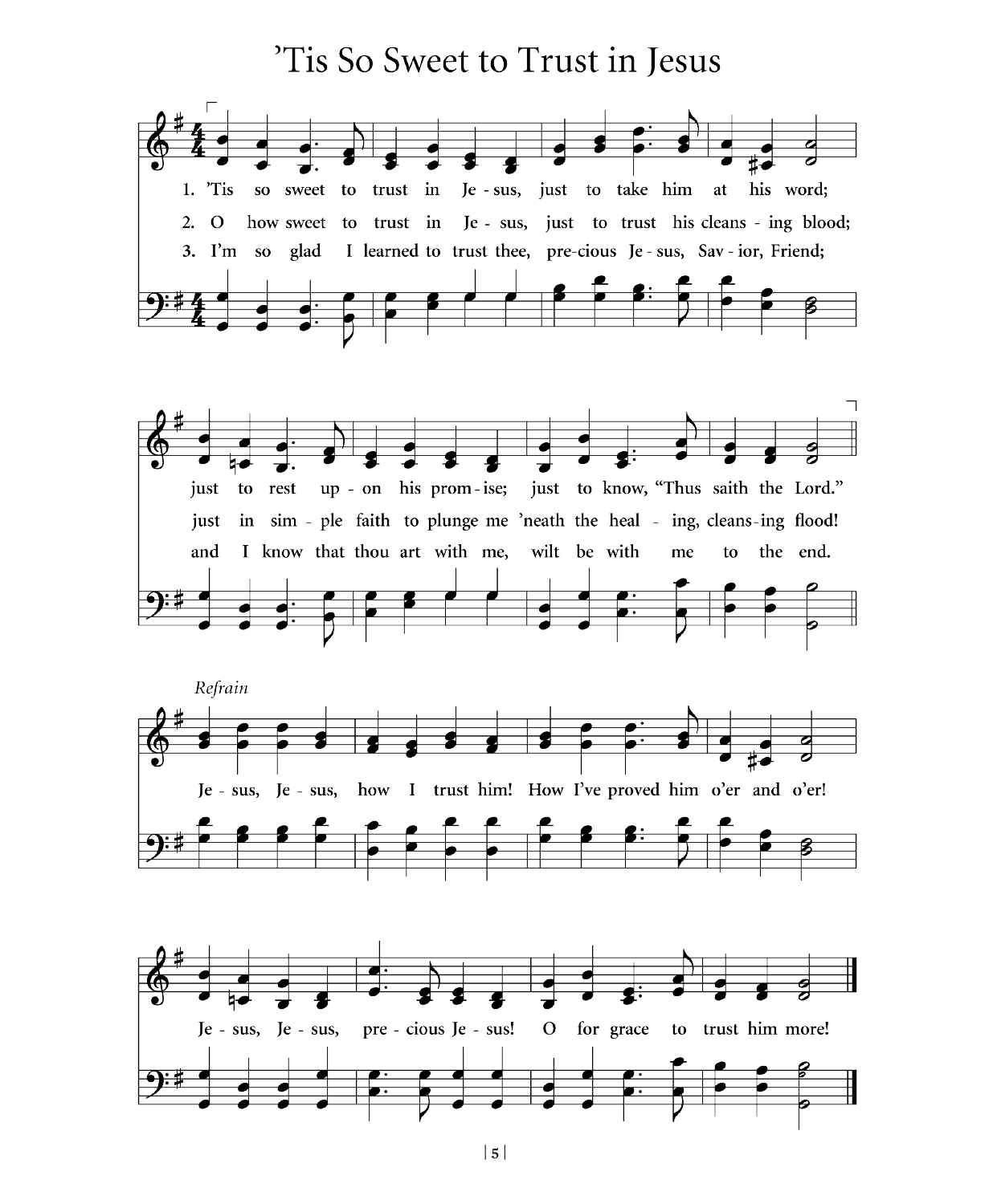# 'Tis So Sweet to Trust in Jesus

1. 'Tis so sweet to trust in Je - sus, just to take him at his word;
just to rest up - on his prom - ise; just to know, "Thus saith the Lord."

2. O how sweet to trust in Je - sus, just to trust his cleans - ing blood;
just in sim - ple faith to plunge me 'neath the heal - ing, cleans - ing flood!

3. I'm so glad I learned to trust thee, pre-cious Je - sus, Sav - ior, Friend;
and I know that thou art with me, wilt be with me to the end.

*Refrain*

Je - sus, Je - sus, how I trust him! How I've proved him o'er and o'er!
Je - sus, Je - sus, pre - cious Je - sus! O for grace to trust him more!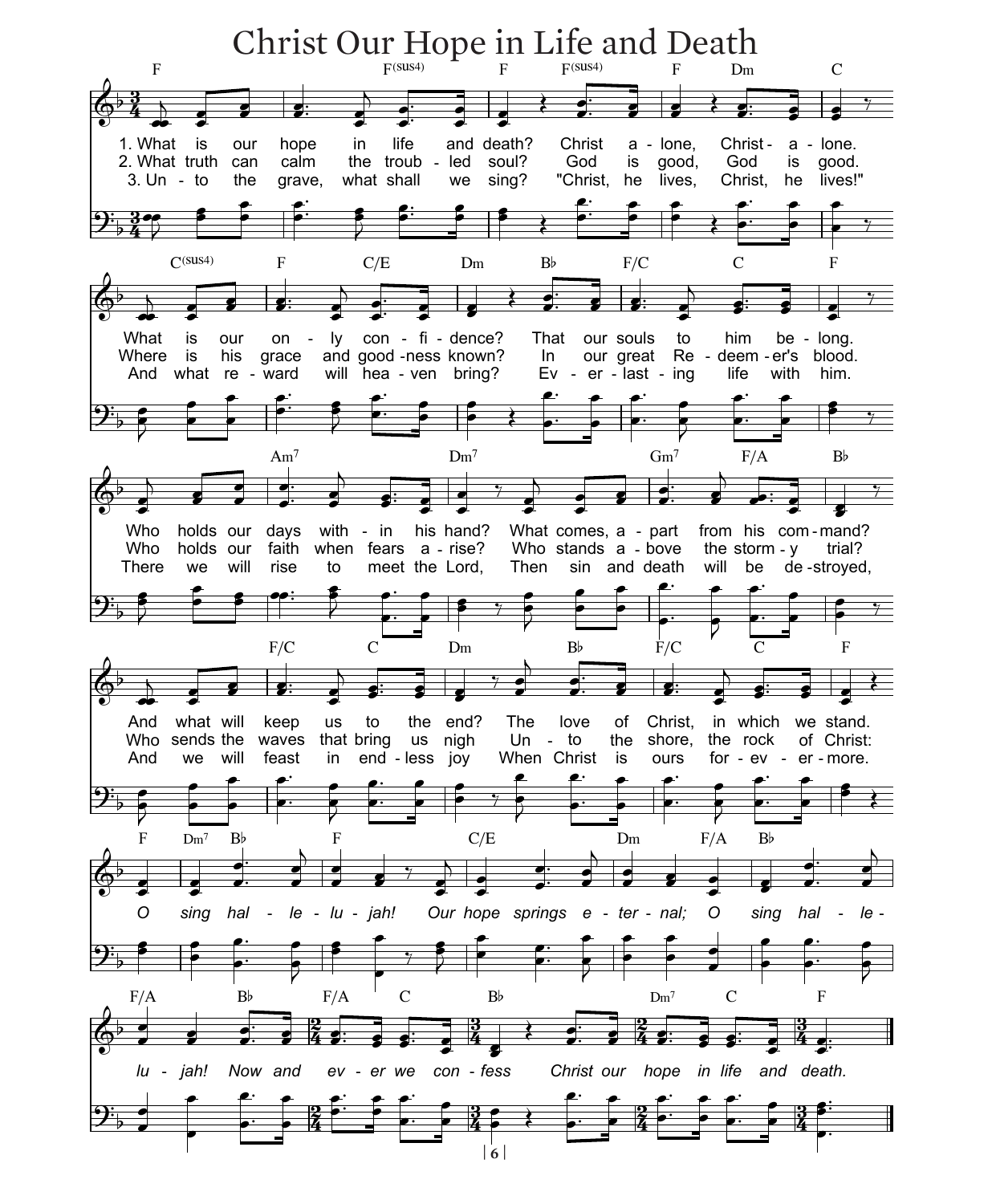# Christ Our Hope in Life and Death

1. What is our hope in life and death? Christ alone, Christ alone.
What is our only confidence? That our souls to him belong.
Who holds our days within his hand? What comes, apart from his command?
And what will keep us to the end? The love of Christ, in which we stand.

2. What truth can calm the troubled soul? God is good, God is good.
Where is his grace and goodness known? In our great Redeemer's blood.
Who holds our faith when fears arise? Who stands above the stormy trial?
Who sends the waves that bring us nigh Unto the shore, the rock of Christ:

3. Unto the grave, what shall we sing? "Christ, he lives, Christ, he lives!"
And what reward will heaven bring? Everlasting life with him.
There we will rise to meet the Lord, Then sin and death will be destroyed,
And we will feast in endless joy When Christ is ours forevermore.

*O sing hallelujah! Our hope springs eternal; O sing hallelujah! Now and ever we confess Christ our hope in life and death.*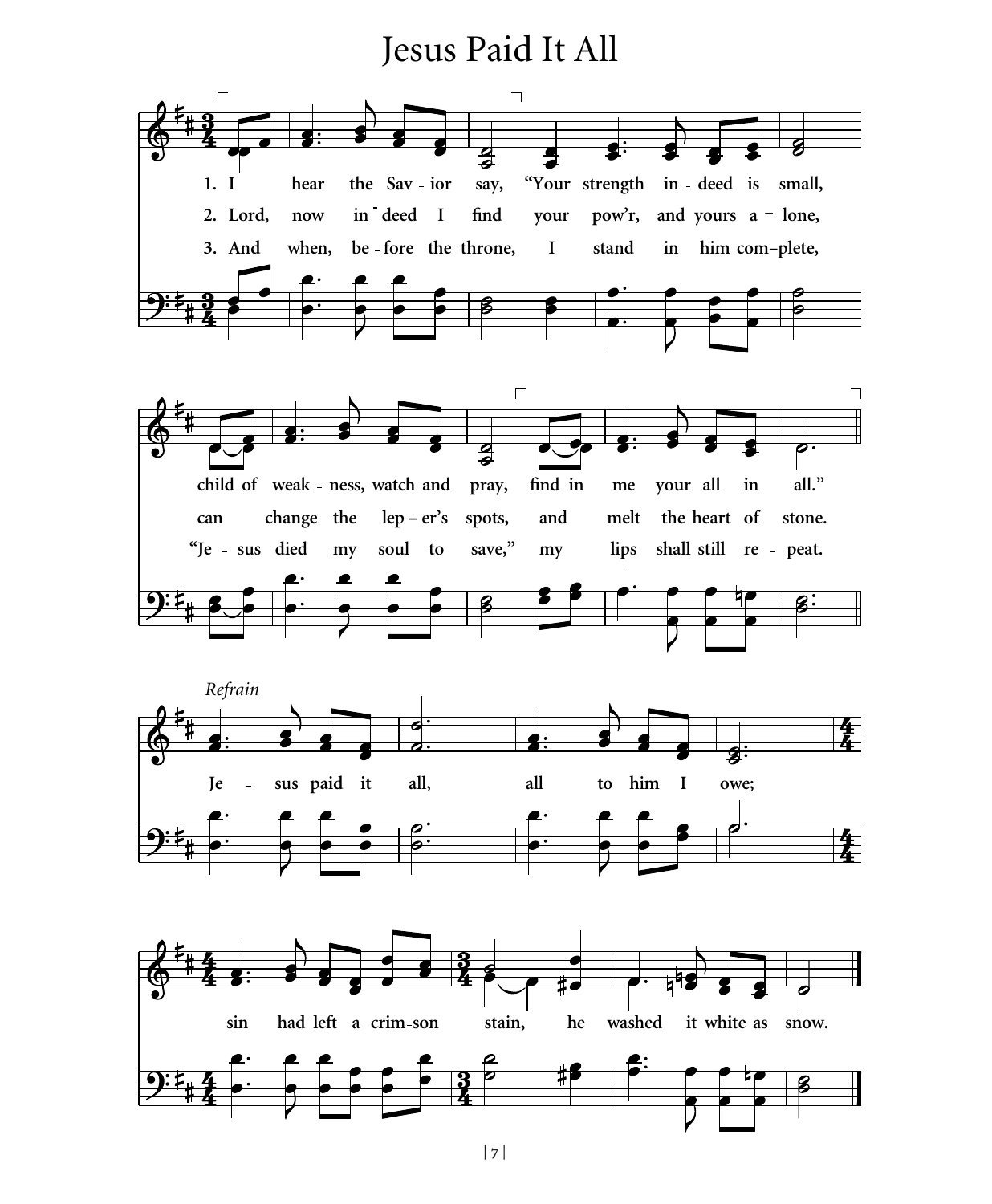# Jesus Paid It All

1. I hear the Savior say, "Your strength indeed is small, child of weakness, watch and pray, find in me your all in all."

2. Lord, now indeed I find your pow'r, and yours alone, can change the leper's spots, and melt the heart of stone.

3. And when, before the throne, I stand in him complete, "Jesus died my soul to save," my lips shall still repeat.

*Refrain*

Jesus paid it all, all to him I owe; sin had left a crimson stain, he washed it white as snow.